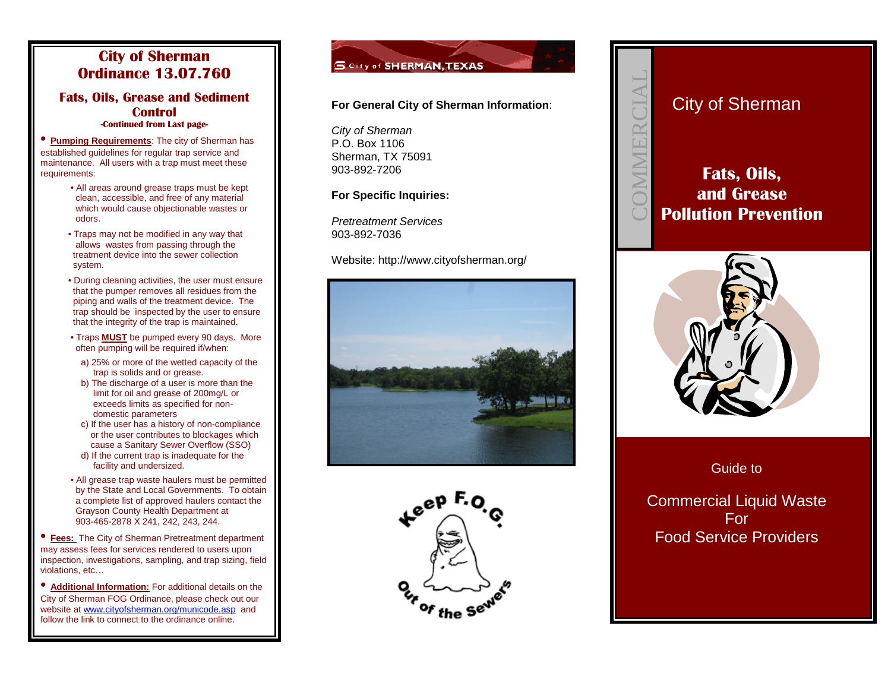# City of Sherman Ordinance 13.07.760

## Fats, Oils, Grease and Sediment Control

**-Continued from Last page-**

- **Pumping Requirements**: The city of Sherman has established guidelines for regular trap service and maintenance. All users with a trap must meet these requirements:
  - All areas around grease traps must be kept clean, accessible, and free of any material which would cause objectionable wastes or odors.
  - Traps may not be modified in any way that allows wastes from passing through the treatment device into the sewer collection system.
  - During cleaning activities, the user must ensure that the pumper removes all residues from the piping and walls of the treatment device. The trap should be inspected by the user to ensure that the integrity of the trap is maintained.
  - Traps **MUST** be pumped every 90 days. More often pumping will be required if/when:
    - a) 25% or more of the wetted capacity of the trap is solids and or grease.
    - b) The discharge of a user is more than the limit for oil and grease of 200mg/L or exceeds limits as specified for non-domestic parameters
    - c) If the user has a history of non-compliance or the user contributes to blockages which cause a Sanitary Sewer Overflow (SSO)
    - d) If the current trap is inadequate for the facility and undersized.
  - All grease trap waste haulers must be permitted by the State and Local Governments. To obtain a complete list of approved haulers contact the Grayson County Health Department at 903-465-2878 X 241, 242, 243, 244.
- **Fees:** The City of Sherman Pretreatment department may assess fees for services rendered to users upon inspection, investigations, sampling, and trap sizing, field violations, etc…
- **Additional Information:** For additional details on the City of Sherman FOG Ordinance, please check out our website at www.cityofsherman.org/municode.asp and follow the link to connect to the ordinance online.

City of SHERMAN, TEXAS

**For General City of Sherman Information**:

*City of Sherman*
P.O. Box 1106
Sherman, TX 75091
903-892-7206

**For Specific Inquiries:**

*Pretreatment Services*
903-892-7036

Website: http://www.cityofsherman.org/

Keep F.O.G. Out of the Sewers

COMMERCIAL

# City of Sherman

## Fats, Oils, and Grease Pollution Prevention

Guide to

Commercial Liquid Waste
For
Food Service Providers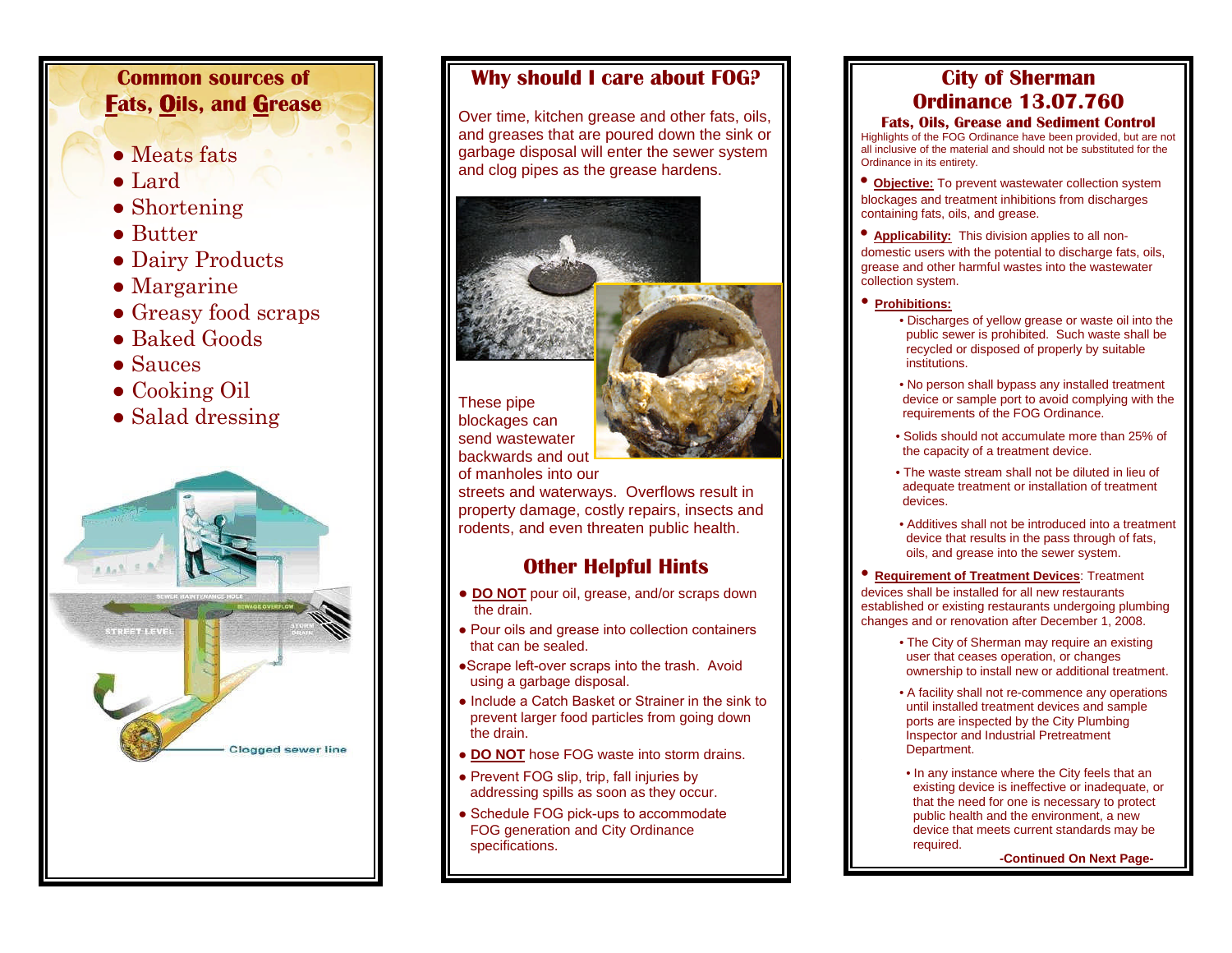## Common sources of Fats, Oils, and Grease

- Meats fats
- Lard
- Shortening
- Butter
- Dairy Products
- Margarine
- Greasy food scraps
- Baked Goods
- Sauces
- Cooking Oil
- Salad dressing

SEWER MAINTENANCE HOLE

SEWAGE OVERFLOW

STREET LEVEL

STORM DRAIN

Clogged sewer line

## Why should I care about FOG?

Over time, kitchen grease and other fats, oils, and greases that are poured down the sink or garbage disposal will enter the sewer system and clog pipes as the grease hardens.

These pipe blockages can send wastewater backwards and out of manholes into our streets and waterways. Overflows result in property damage, costly repairs, insects and rodents, and even threaten public health.

## Other Helpful Hints

- **DO NOT** pour oil, grease, and/or scraps down the drain.
- Pour oils and grease into collection containers that can be sealed.
- Scrape left-over scraps into the trash. Avoid using a garbage disposal.
- Include a Catch Basket or Strainer in the sink to prevent larger food particles from going down the drain.
- **DO NOT** hose FOG waste into storm drains.
- Prevent FOG slip, trip, fall injuries by addressing spills as soon as they occur.
- Schedule FOG pick-ups to accommodate FOG generation and City Ordinance specifications.

## City of Sherman Ordinance 13.07.760

### Fats, Oils, Grease and Sediment Control

Highlights of the FOG Ordinance have been provided, but are not all inclusive of the material and should not be substituted for the Ordinance in its entirety.

- **Objective:** To prevent wastewater collection system blockages and treatment inhibitions from discharges containing fats, oils, and grease.
- **Applicability:** This division applies to all non-domestic users with the potential to discharge fats, oils, grease and other harmful wastes into the wastewater collection system.
- **Prohibitions:**
  - Discharges of yellow grease or waste oil into the public sewer is prohibited. Such waste shall be recycled or disposed of properly by suitable institutions.
  - No person shall bypass any installed treatment device or sample port to avoid complying with the requirements of the FOG Ordinance.
  - Solids should not accumulate more than 25% of the capacity of a treatment device.
  - The waste stream shall not be diluted in lieu of adequate treatment or installation of treatment devices.
  - Additives shall not be introduced into a treatment device that results in the pass through of fats, oils, and grease into the sewer system.
- **Requirement of Treatment Devices**: Treatment devices shall be installed for all new restaurants established or existing restaurants undergoing plumbing changes and or renovation after December 1, 2008.
  - The City of Sherman may require an existing user that ceases operation, or changes ownership to install new or additional treatment.
  - A facility shall not re-commence any operations until installed treatment devices and sample ports are inspected by the City Plumbing Inspector and Industrial Pretreatment Department.
  - In any instance where the City feels that an existing device is ineffective or inadequate, or that the need for one is necessary to protect public health and the environment, a new device that meets current standards may be required.

**-Continued On Next Page-**